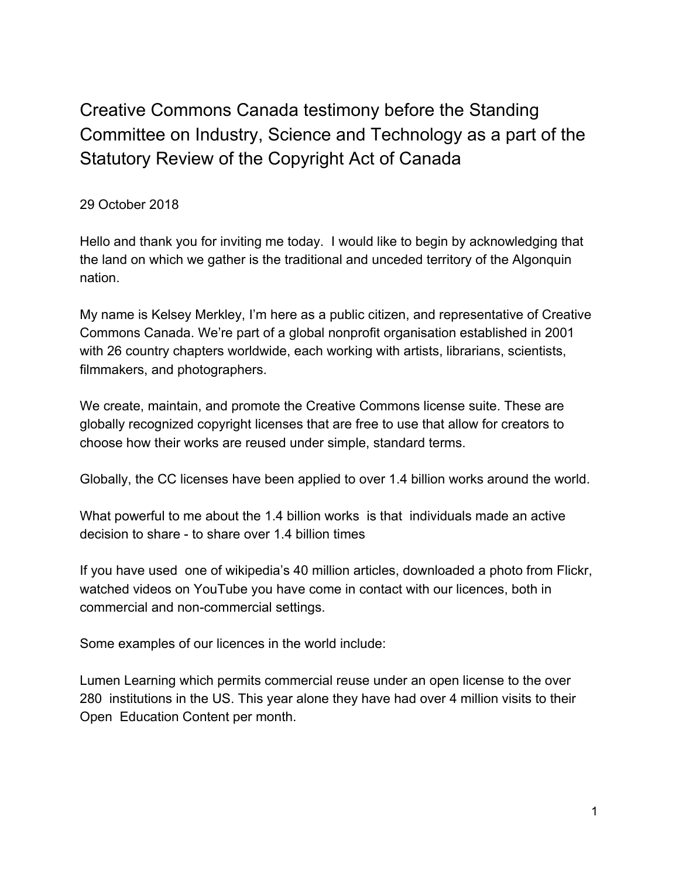# Creative Commons Canada testimony before the Standing Committee on Industry, Science and Technology as a part of the Statutory Review of the Copyright Act of Canada

29 October 2018

Hello and thank you for inviting me today. I would like to begin by acknowledging that the land on which we gather is the traditional and unceded territory of the Algonquin nation.

My name is Kelsey Merkley, I'm here as a public citizen, and representative of Creative Commons Canada. We're part of a global nonprofit organisation established in 2001 with 26 country chapters worldwide, each working with artists, librarians, scientists, filmmakers, and photographers.

We create, maintain, and promote the Creative Commons license suite. These are globally recognized copyright licenses that are free to use that allow for creators to choose how their works are reused under simple, standard terms.

Globally, the CC licenses have been applied to over 1.4 billion works around the world.

What powerful to me about the 1.4 billion works is that individuals made an active decision to share - to share over 1.4 billion times

If you have used one of wikipedia's 40 million articles, downloaded a photo from Flickr, watched videos on YouTube you have come in contact with our licences, both in commercial and non-commercial settings.

Some examples of our licences in the world include:

Lumen Learning which permits commercial reuse under an open license to the over 280 institutions in the US. This year alone they have had over 4 million visits to their Open Education Content per month.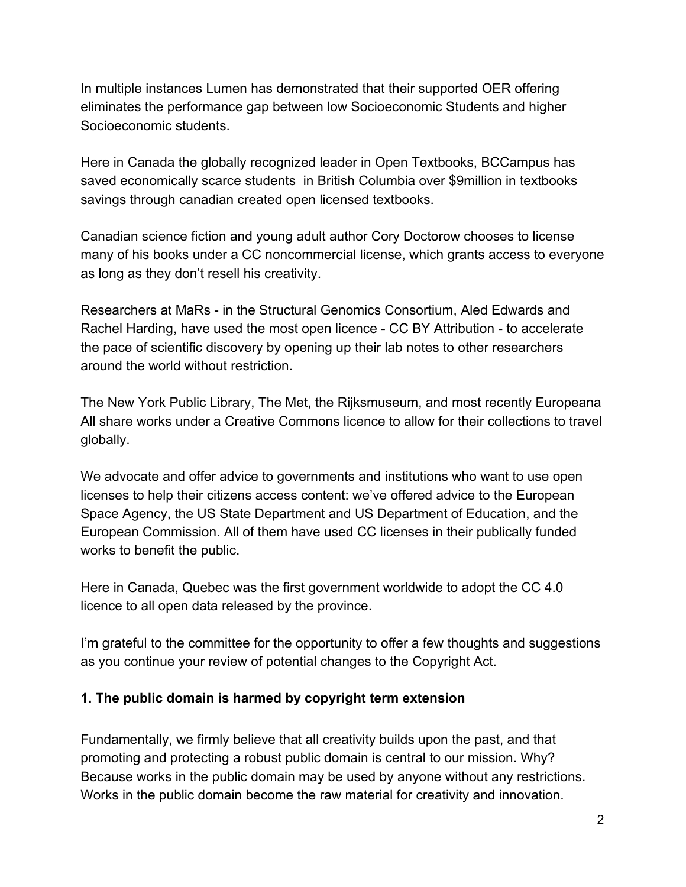In multiple instances Lumen has demonstrated that their supported OER offering eliminates the performance gap between low Socioeconomic Students and higher Socioeconomic students.

Here in Canada the globally recognized leader in Open Textbooks, BCCampus has saved economically scarce students  in British Columbia over $9million in textbooks savings through canadian created open licensed textbooks.

Canadian science fiction and young adult author Cory Doctorow chooses to license many of his books under a CC noncommercial license, which grants access to everyone as long as they don't resell his creativity.

Researchers at MaRs - in the Structural Genomics Consortium, Aled Edwards and Rachel Harding, have used the most open licence - CC BY Attribution - to accelerate the pace of scientific discovery by opening up their lab notes to other researchers around the world without restriction.

The New York Public Library, The Met, the Rijksmuseum, and most recently Europeana All share works under a Creative Commons licence to allow for their collections to travel globally.

We advocate and offer advice to governments and institutions who want to use open licenses to help their citizens access content: we've offered advice to the European Space Agency, the US State Department and US Department of Education, and the European Commission. All of them have used CC licenses in their publically funded works to benefit the public.

Here in Canada, Quebec was the first government worldwide to adopt the CC 4.0 licence to all open data released by the province.

I'm grateful to the committee for the opportunity to offer a few thoughts and suggestions as you continue your review of potential changes to the Copyright Act.

**1. The public domain is harmed by copyright term extension**

Fundamentally, we firmly believe that all creativity builds upon the past, and that promoting and protecting a robust public domain is central to our mission. Why? Because works in the public domain may be used by anyone without any restrictions. Works in the public domain become the raw material for creativity and innovation.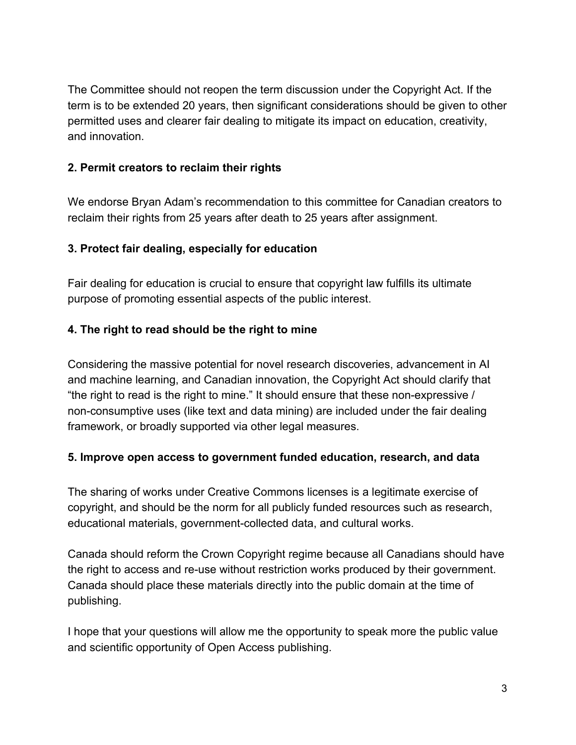The Committee should not reopen the term discussion under the Copyright Act. If the term is to be extended 20 years, then significant considerations should be given to other permitted uses and clearer fair dealing to mitigate its impact on education, creativity, and innovation.

**2. Permit creators to reclaim their rights**

We endorse Bryan Adam's recommendation to this committee for Canadian creators to reclaim their rights from 25 years after death to 25 years after assignment.

**3. Protect fair dealing, especially for education**

Fair dealing for education is crucial to ensure that copyright law fulfills its ultimate purpose of promoting essential aspects of the public interest.

**4. The right to read should be the right to mine**

Considering the massive potential for novel research discoveries, advancement in AI and machine learning, and Canadian innovation, the Copyright Act should clarify that "the right to read is the right to mine." It should ensure that these non-expressive / non-consumptive uses (like text and data mining) are included under the fair dealing framework, or broadly supported via other legal measures.

**5. Improve open access to government funded education, research, and data**

The sharing of works under Creative Commons licenses is a legitimate exercise of copyright, and should be the norm for all publicly funded resources such as research, educational materials, government-collected data, and cultural works.

Canada should reform the Crown Copyright regime because all Canadians should have the right to access and re-use without restriction works produced by their government. Canada should place these materials directly into the public domain at the time of publishing.

I hope that your questions will allow me the opportunity to speak more the public value and scientific opportunity of Open Access publishing.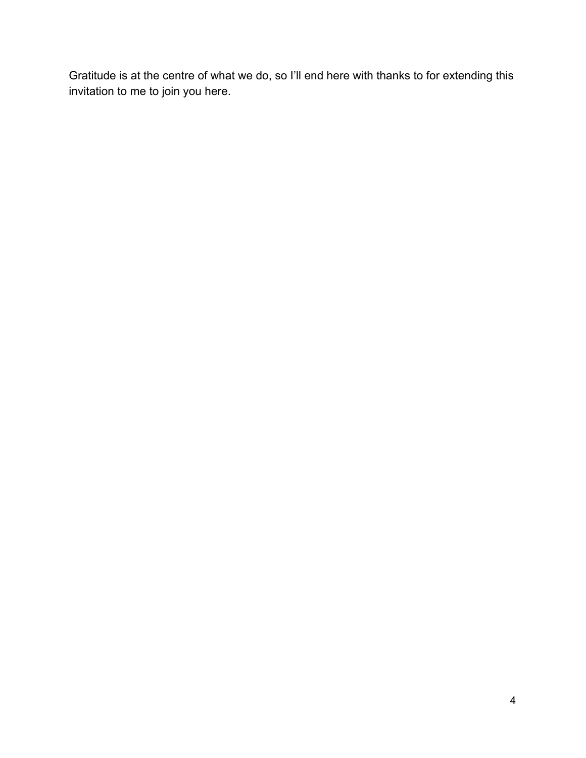Gratitude is at the centre of what we do, so I’ll end here with thanks to for extending this invitation to me to join you here.